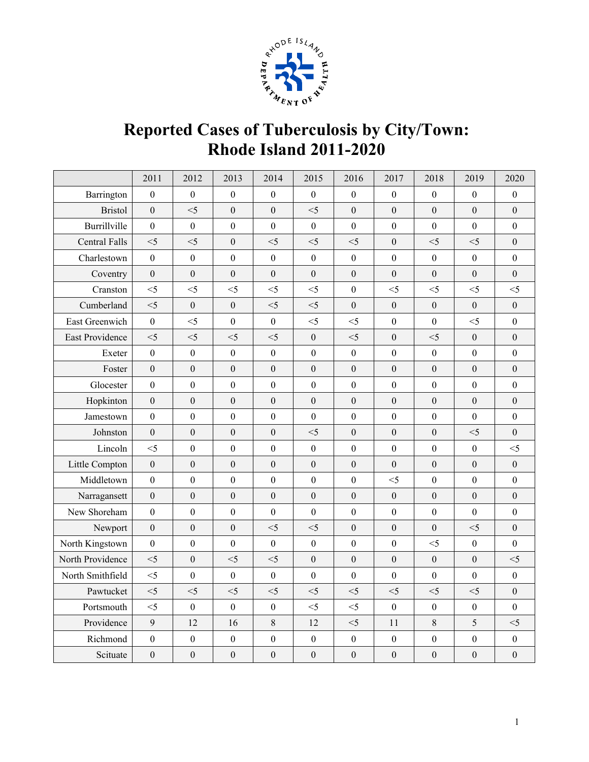# Reported Cases of Tuberculosis by City/Town: Rhode Island 2011-2020

| | 2011 | 2012 | 2013 | 2014 | 2015 | 2016 | 2017 | 2018 | 2019 | 2020 |
|---|---|---|---|---|---|---|---|---|---|---|
| Barrington | 0 | 0 | 0 | 0 | 0 | 0 | 0 | 0 | 0 | 0 |
| Bristol | 0 | <5 | 0 | 0 | <5 | 0 | 0 | 0 | 0 | 0 |
| Burrillville | 0 | 0 | 0 | 0 | 0 | 0 | 0 | 0 | 0 | 0 |
| Central Falls | <5 | <5 | 0 | <5 | <5 | <5 | 0 | <5 | <5 | 0 |
| Charlestown | 0 | 0 | 0 | 0 | 0 | 0 | 0 | 0 | 0 | 0 |
| Coventry | 0 | 0 | 0 | 0 | 0 | 0 | 0 | 0 | 0 | 0 |
| Cranston | <5 | <5 | <5 | <5 | <5 | 0 | <5 | <5 | <5 | <5 |
| Cumberland | <5 | 0 | 0 | <5 | <5 | 0 | 0 | 0 | 0 | 0 |
| East Greenwich | 0 | <5 | 0 | 0 | <5 | <5 | 0 | 0 | <5 | 0 |
| East Providence | <5 | <5 | <5 | <5 | 0 | <5 | 0 | <5 | 0 | 0 |
| Exeter | 0 | 0 | 0 | 0 | 0 | 0 | 0 | 0 | 0 | 0 |
| Foster | 0 | 0 | 0 | 0 | 0 | 0 | 0 | 0 | 0 | 0 |
| Glocester | 0 | 0 | 0 | 0 | 0 | 0 | 0 | 0 | 0 | 0 |
| Hopkinton | 0 | 0 | 0 | 0 | 0 | 0 | 0 | 0 | 0 | 0 |
| Jamestown | 0 | 0 | 0 | 0 | 0 | 0 | 0 | 0 | 0 | 0 |
| Johnston | 0 | 0 | 0 | 0 | <5 | 0 | 0 | 0 | <5 | 0 |
| Lincoln | <5 | 0 | 0 | 0 | 0 | 0 | 0 | 0 | 0 | <5 |
| Little Compton | 0 | 0 | 0 | 0 | 0 | 0 | 0 | 0 | 0 | 0 |
| Middletown | 0 | 0 | 0 | 0 | 0 | 0 | <5 | 0 | 0 | 0 |
| Narragansett | 0 | 0 | 0 | 0 | 0 | 0 | 0 | 0 | 0 | 0 |
| New Shoreham | 0 | 0 | 0 | 0 | 0 | 0 | 0 | 0 | 0 | 0 |
| Newport | 0 | 0 | 0 | <5 | <5 | 0 | 0 | 0 | <5 | 0 |
| North Kingstown | 0 | 0 | 0 | 0 | 0 | 0 | 0 | <5 | 0 | 0 |
| North Providence | <5 | 0 | <5 | <5 | 0 | 0 | 0 | 0 | 0 | <5 |
| North Smithfield | <5 | 0 | 0 | 0 | 0 | 0 | 0 | 0 | 0 | 0 |
| Pawtucket | <5 | <5 | <5 | <5 | <5 | <5 | <5 | <5 | <5 | 0 |
| Portsmouth | <5 | 0 | 0 | 0 | <5 | <5 | 0 | 0 | 0 | 0 |
| Providence | 9 | 12 | 16 | 8 | 12 | <5 | 11 | 8 | 5 | <5 |
| Richmond | 0 | 0 | 0 | 0 | 0 | 0 | 0 | 0 | 0 | 0 |
| Scituate | 0 | 0 | 0 | 0 | 0 | 0 | 0 | 0 | 0 | 0 |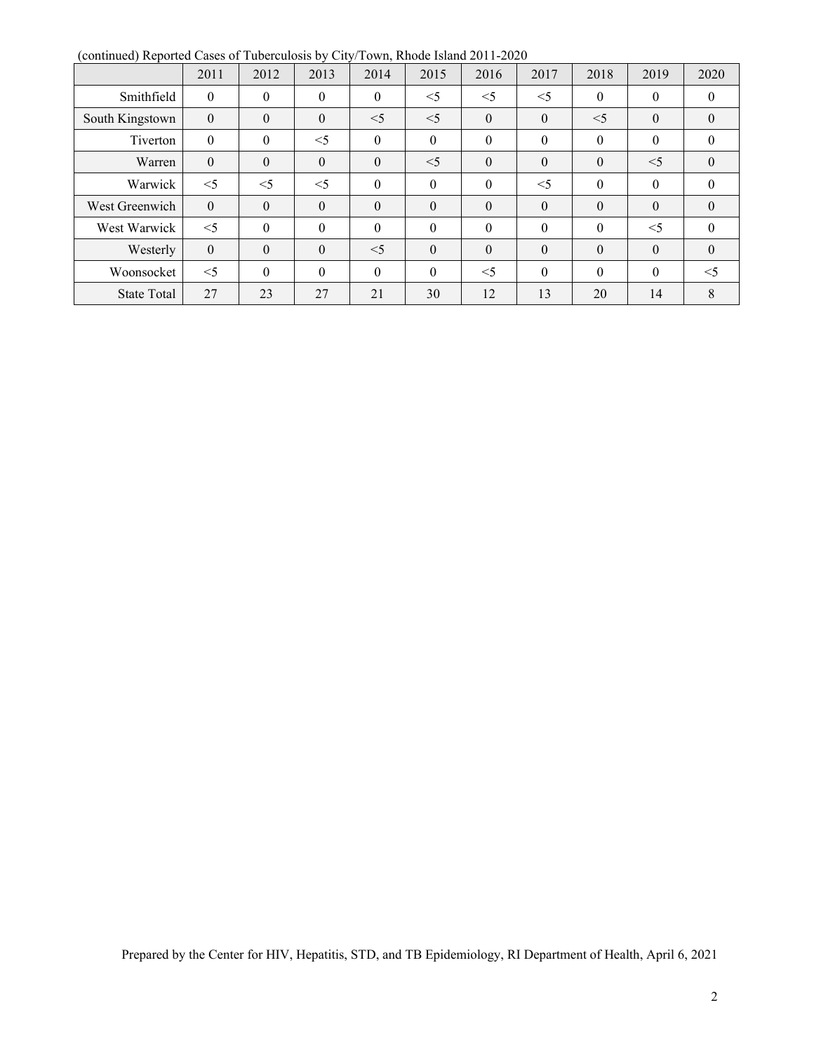(continued) Reported Cases of Tuberculosis by City/Town, Rhode Island 2011-2020

| | 2011 | 2012 | 2013 | 2014 | 2015 | 2016 | 2017 | 2018 | 2019 | 2020 |
|---|---|---|---|---|---|---|---|---|---|---|
| Smithfield | 0 | 0 | 0 | 0 | <5 | <5 | <5 | 0 | 0 | 0 |
| South Kingstown | 0 | 0 | 0 | <5 | <5 | 0 | 0 | <5 | 0 | 0 |
| Tiverton | 0 | 0 | <5 | 0 | 0 | 0 | 0 | 0 | 0 | 0 |
| Warren | 0 | 0 | 0 | 0 | <5 | 0 | 0 | 0 | <5 | 0 |
| Warwick | <5 | <5 | <5 | 0 | 0 | 0 | <5 | 0 | 0 | 0 |
| West Greenwich | 0 | 0 | 0 | 0 | 0 | 0 | 0 | 0 | 0 | 0 |
| West Warwick | <5 | 0 | 0 | 0 | 0 | 0 | 0 | 0 | <5 | 0 |
| Westerly | 0 | 0 | 0 | <5 | 0 | 0 | 0 | 0 | 0 | 0 |
| Woonsocket | <5 | 0 | 0 | 0 | 0 | <5 | 0 | 0 | 0 | <5 |
| State Total | 27 | 23 | 27 | 21 | 30 | 12 | 13 | 20 | 14 | 8 |

Prepared by the Center for HIV, Hepatitis, STD, and TB Epidemiology, RI Department of Health, April 6, 2021